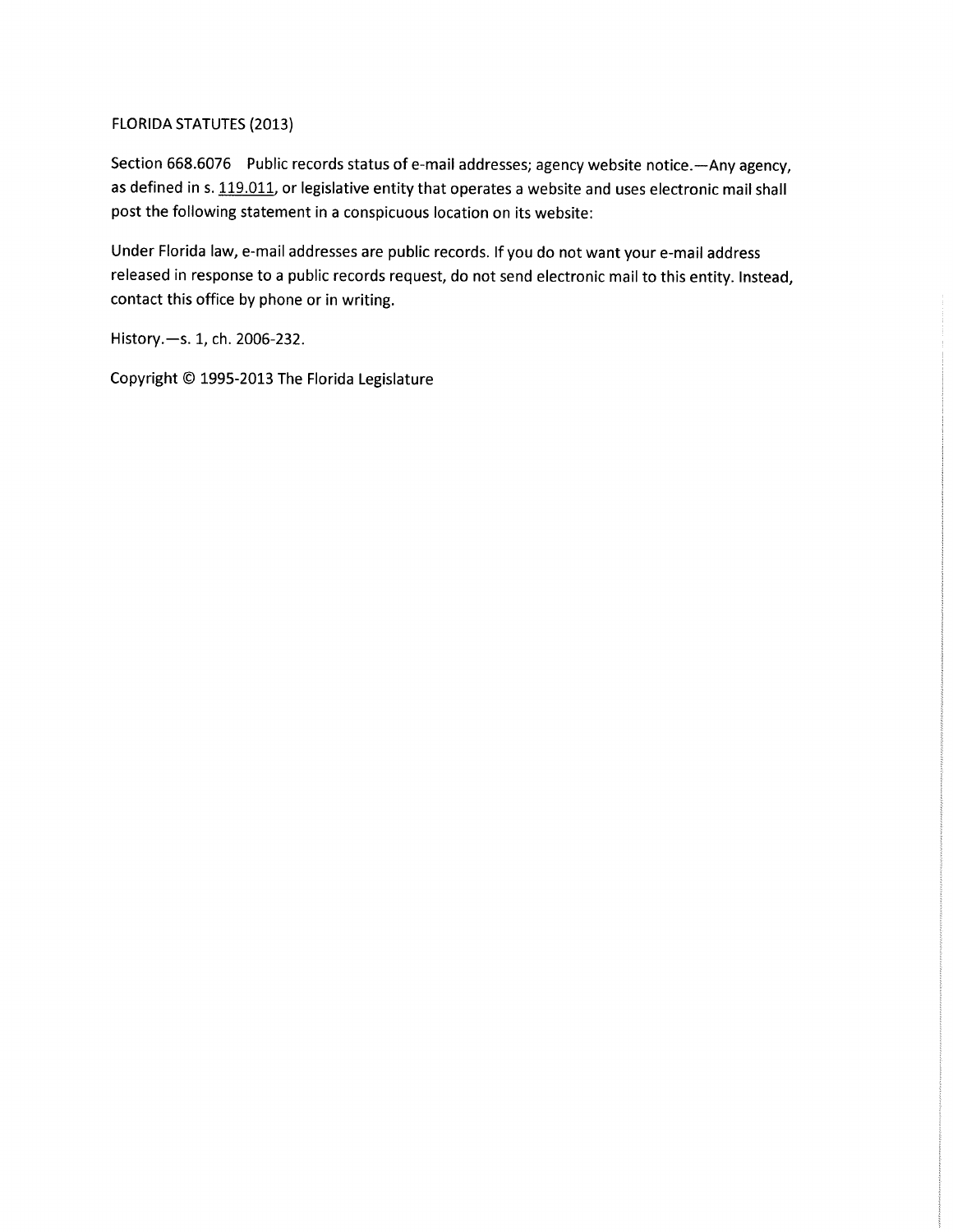FLORIDA STATUTES (2013)

Section 668.6076 Public records status of e-mail addresses; agency website notice.—Any agency, as defined in s. 119.011, or legislative entity that operates a website and uses electronic mail shall post the following statement in a conspicuous location on its website:

Under Florida law, e-mail addresses are public records. If you do not want your e-mail address released in response to a public records request, do not send electronic mail to this entity. Instead, contact this office by phone or in writing.

History.—s. 1, ch. 2006-232.

Copyright © 1995-2013 The Florida Legislature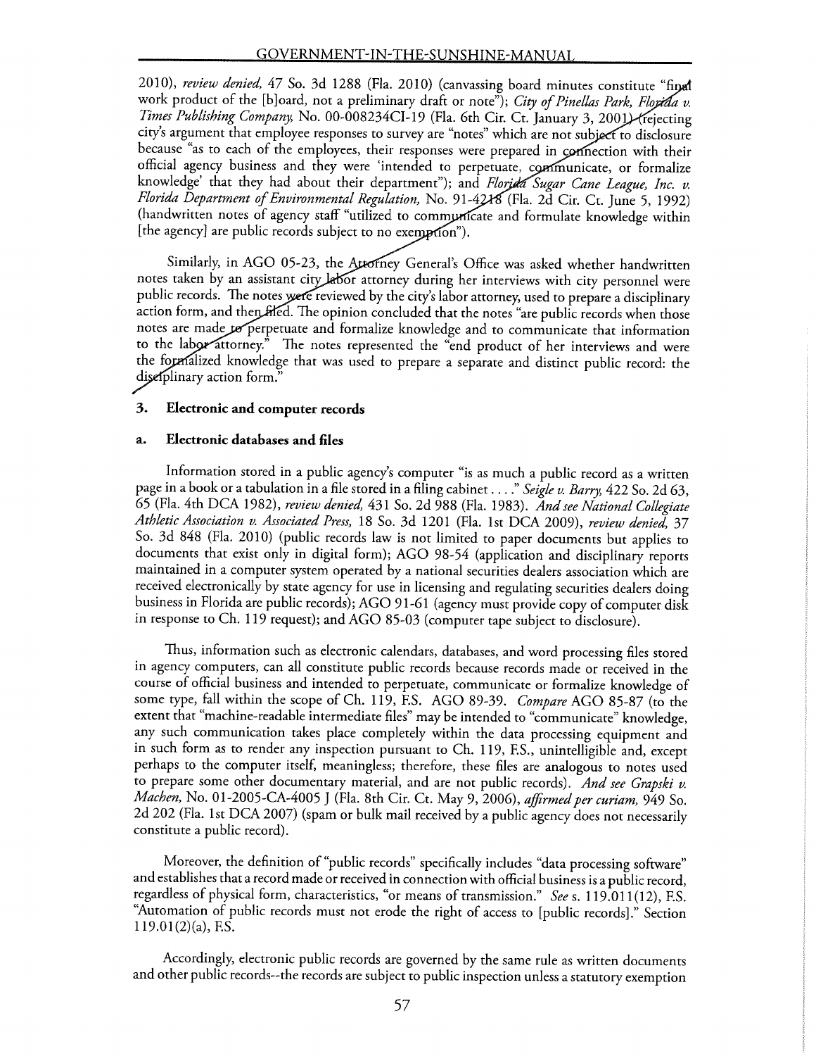2010), *review denied,* 47 So. 3d 1288 (Fla. 2010) (canvassing board minutes constitute "final work product of the [b]oard, not a preliminary draft or note"); *City of Pinellas Park, Florida v. Times Publishing Company,* No. 00-008234CI-19 (Fla. 6th Cir. Ct. January 3, 2001) (rejecting city's argument that employee responses to survey are "notes" which are not subject to disclosure because "as to each of the employees, their responses were prepared in connection with their official agency business and they were 'intended to perpetuate, communicate, or formalize knowledge' that they had about their department"); and *Florida Sugar Cane League, Inc. v. Florida Department of Environmental Regulation,* No. 91-4218 (Fla. 2d Cir. Ct. June 5, 1992) (handwritten notes of agency staff "utilized to communicate and formulate knowledge within [the agency] are public records subject to no exemption").

Similarly, in AGO 05-23, the Attorney General's Office was asked whether handwritten notes taken by an assistant city labor attorney during her interviews with city personnel were public records. The notes were reviewed by the city's labor attorney, used to prepare a disciplinary action form, and then filed. The opinion concluded that the notes "are public records when those notes are made to perpetuate and formalize knowledge and to communicate that information to the labor attorney." The notes represented the "end product of her interviews and were the formalized knowledge that was used to prepare a separate and distinct public record: the disciplinary action form."

### 3. Electronic and computer records

#### a. Electronic databases and files

Information stored in a public agency's computer "is as much a public record as a written page in a book or a tabulation in a file stored in a filing cabinet . . . ." *Seigle v. Barry,* 422 So. 2d 63, 65 (Fla. 4th DCA 1982), *review denied,* 431 So. 2d 988 (Fla. 1983). *And see National Collegiate Athletic Association v. Associated Press,* 18 So. 3d 1201 (Fla. 1st DCA 2009), *review denied,* 37 So. 3d 848 (Fla. 2010) (public records law is not limited to paper documents but applies to documents that exist only in digital form); AGO 98-54 (application and disciplinary reports maintained in a computer system operated by a national securities dealers association which are received electronically by state agency for use in licensing and regulating securities dealers doing business in Florida are public records); AGO 91-61 (agency must provide copy of computer disk in response to Ch. 119 request); and AGO 85-03 (computer tape subject to disclosure).

Thus, information such as electronic calendars, databases, and word processing files stored in agency computers, can all constitute public records because records made or received in the course of official business and intended to perpetuate, communicate or formalize knowledge of some type, fall within the scope of Ch. 119, F.S. AGO 89-39. *Compare* AGO 85-87 (to the extent that "machine-readable intermediate files" may be intended to "communicate" knowledge, any such communication takes place completely within the data processing equipment and in such form as to render any inspection pursuant to Ch. 119, F.S., unintelligible and, except perhaps to the computer itself, meaningless; therefore, these files are analogous to notes used to prepare some other documentary material, and are not public records). *And see Grapski v. Machen,* No. 01-2005-CA-4005 J (Fla. 8th Cir. Ct. May 9, 2006), *affirmed per curiam,* 949 So. 2d 202 (Fla. 1st DCA 2007) (spam or bulk mail received by a public agency does not necessarily constitute a public record).

Moreover, the definition of "public records" specifically includes "data processing software" and establishes that a record made or received in connection with official business is a public record, regardless of physical form, characteristics, "or means of transmission." *See* s. 119.011(12), F.S. "Automation of public records must not erode the right of access to [public records]." Section 119.01(2)(a), F.S.

Accordingly, electronic public records are governed by the same rule as written documents and other public records--the records are subject to public inspection unless a statutory exemption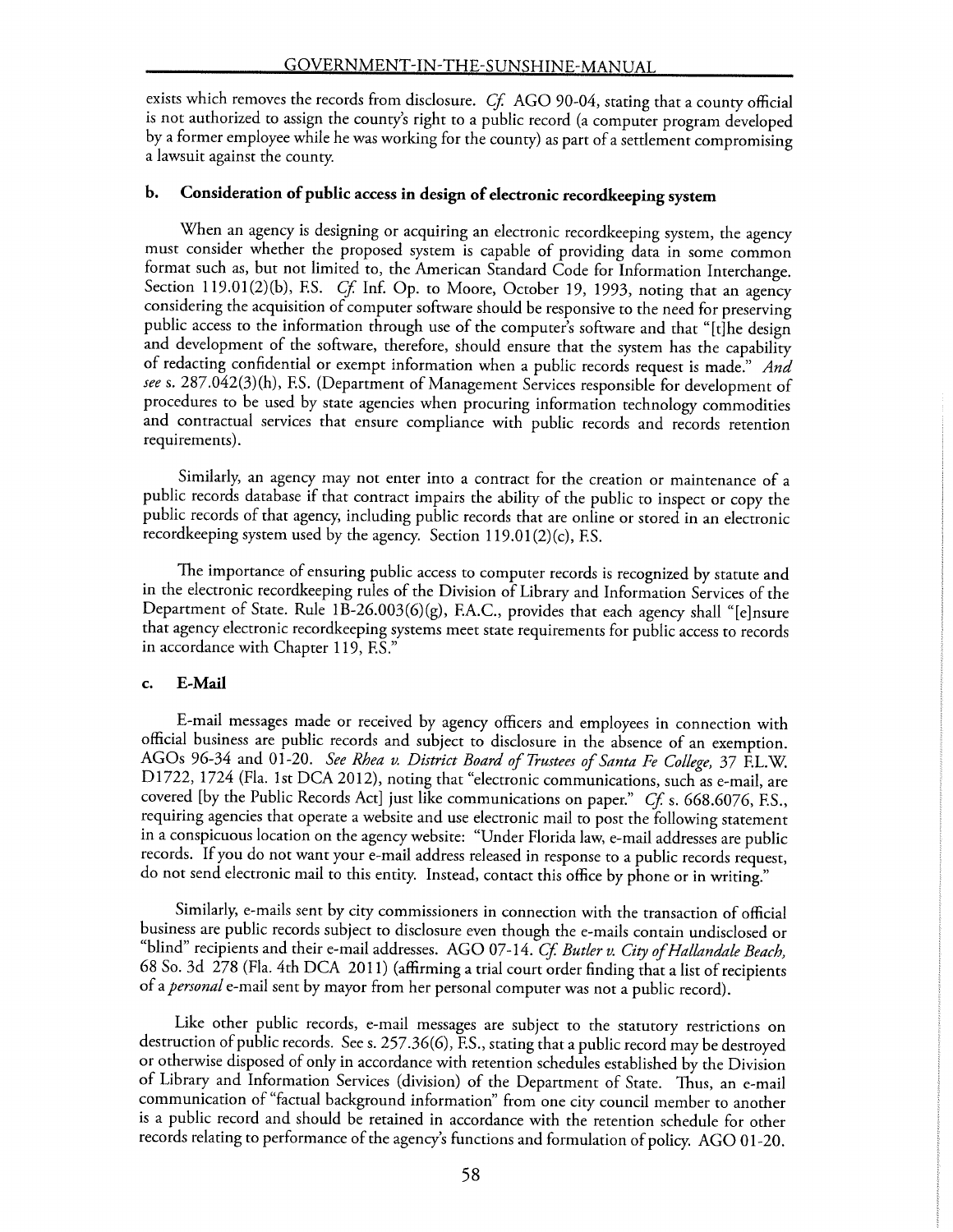exists which removes the records from disclosure. *Cf.* AGO 90-04, stating that a county official is not authorized to assign the county's right to a public record (a computer program developed by a former employee while he was working for the county) as part of a settlement compromising a lawsuit against the county.

### b. Consideration of public access in design of electronic recordkeeping system

When an agency is designing or acquiring an electronic recordkeeping system, the agency must consider whether the proposed system is capable of providing data in some common format such as, but not limited to, the American Standard Code for Information Interchange. Section 119.01(2)(b), F.S. *Cf.* Inf. Op. to Moore, October 19, 1993, noting that an agency considering the acquisition of computer software should be responsive to the need for preserving public access to the information through use of the computer's software and that "[t]he design and development of the software, therefore, should ensure that the system has the capability of redacting confidential or exempt information when a public records request is made." *And see* s. 287.042(3)(h), F.S. (Department of Management Services responsible for development of procedures to be used by state agencies when procuring information technology commodities and contractual services that ensure compliance with public records and records retention requirements).

Similarly, an agency may not enter into a contract for the creation or maintenance of a public records database if that contract impairs the ability of the public to inspect or copy the public records of that agency, including public records that are online or stored in an electronic recordkeeping system used by the agency. Section 119.01(2)(c), F.S.

The importance of ensuring public access to computer records is recognized by statute and in the electronic recordkeeping rules of the Division of Library and Information Services of the Department of State. Rule 1B-26.003(6)(g), F.A.C., provides that each agency shall "[e]nsure that agency electronic recordkeeping systems meet state requirements for public access to records in accordance with Chapter 119, F.S."

### c. E-Mail

E-mail messages made or received by agency officers and employees in connection with official business are public records and subject to disclosure in the absence of an exemption. AGOs 96-34 and 01-20. *See Rhea v. District Board of Trustees of Santa Fe College,* 37 F.L.W. D1722, 1724 (Fla. 1st DCA 2012), noting that "electronic communications, such as e-mail, are covered [by the Public Records Act] just like communications on paper." *Cf.* s. 668.6076, F.S., requiring agencies that operate a website and use electronic mail to post the following statement in a conspicuous location on the agency website: "Under Florida law, e-mail addresses are public records. If you do not want your e-mail address released in response to a public records request, do not send electronic mail to this entity. Instead, contact this office by phone or in writing."

Similarly, e-mails sent by city commissioners in connection with the transaction of official business are public records subject to disclosure even though the e-mails contain undisclosed or "blind" recipients and their e-mail addresses. AGO 07-14. *Cf. Butler v. City of Hallandale Beach,* 68 So. 3d 278 (Fla. 4th DCA 2011) (affirming a trial court order finding that a list of recipients of a *personal* e-mail sent by mayor from her personal computer was not a public record).

Like other public records, e-mail messages are subject to the statutory restrictions on destruction of public records. See s. 257.36(6), F.S., stating that a public record may be destroyed or otherwise disposed of only in accordance with retention schedules established by the Division of Library and Information Services (division) of the Department of State. Thus, an e-mail communication of "factual background information" from one city council member to another is a public record and should be retained in accordance with the retention schedule for other records relating to performance of the agency's functions and formulation of policy. AGO 01-20.